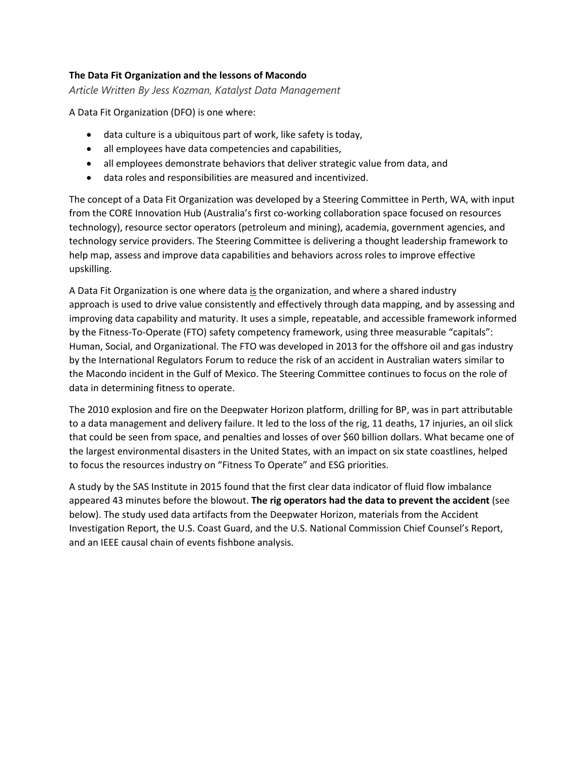**The Data Fit Organization and the lessons of Macondo**

*Article Written By Jess Kozman, Katalyst Data Management*

A Data Fit Organization (DFO) is one where:

- data culture is a ubiquitous part of work, like safety is today,
- all employees have data competencies and capabilities,
- all employees demonstrate behaviors that deliver strategic value from data, and
- data roles and responsibilities are measured and incentivized.

The concept of a Data Fit Organization was developed by a Steering Committee in Perth, WA, with input from the CORE Innovation Hub (Australia's first co-working collaboration space focused on resources technology), resource sector operators (petroleum and mining), academia, government agencies, and technology service providers. The Steering Committee is delivering a thought leadership framework to help map, assess and improve data capabilities and behaviors across roles to improve effective upskilling.

A Data Fit Organization is one where data <u>is</u> the organization, and where a shared industry approach is used to drive value consistently and effectively through data mapping, and by assessing and improving data capability and maturity. It uses a simple, repeatable, and accessible framework informed by the Fitness-To-Operate (FTO) safety competency framework, using three measurable "capitals": Human, Social, and Organizational. The FTO was developed in 2013 for the offshore oil and gas industry by the International Regulators Forum to reduce the risk of an accident in Australian waters similar to the Macondo incident in the Gulf of Mexico. The Steering Committee continues to focus on the role of data in determining fitness to operate.

The 2010 explosion and fire on the Deepwater Horizon platform, drilling for BP, was in part attributable to a data management and delivery failure. It led to the loss of the rig, 11 deaths, 17 injuries, an oil slick that could be seen from space, and penalties and losses of over $60 billion dollars. What became one of the largest environmental disasters in the United States, with an impact on six state coastlines, helped to focus the resources industry on "Fitness To Operate" and ESG priorities.

A study by the SAS Institute in 2015 found that the first clear data indicator of fluid flow imbalance appeared 43 minutes before the blowout. **The rig operators had the data to prevent the accident** (see below). The study used data artifacts from the Deepwater Horizon, materials from the Accident Investigation Report, the U.S. Coast Guard, and the U.S. National Commission Chief Counsel's Report, and an IEEE causal chain of events fishbone analysis.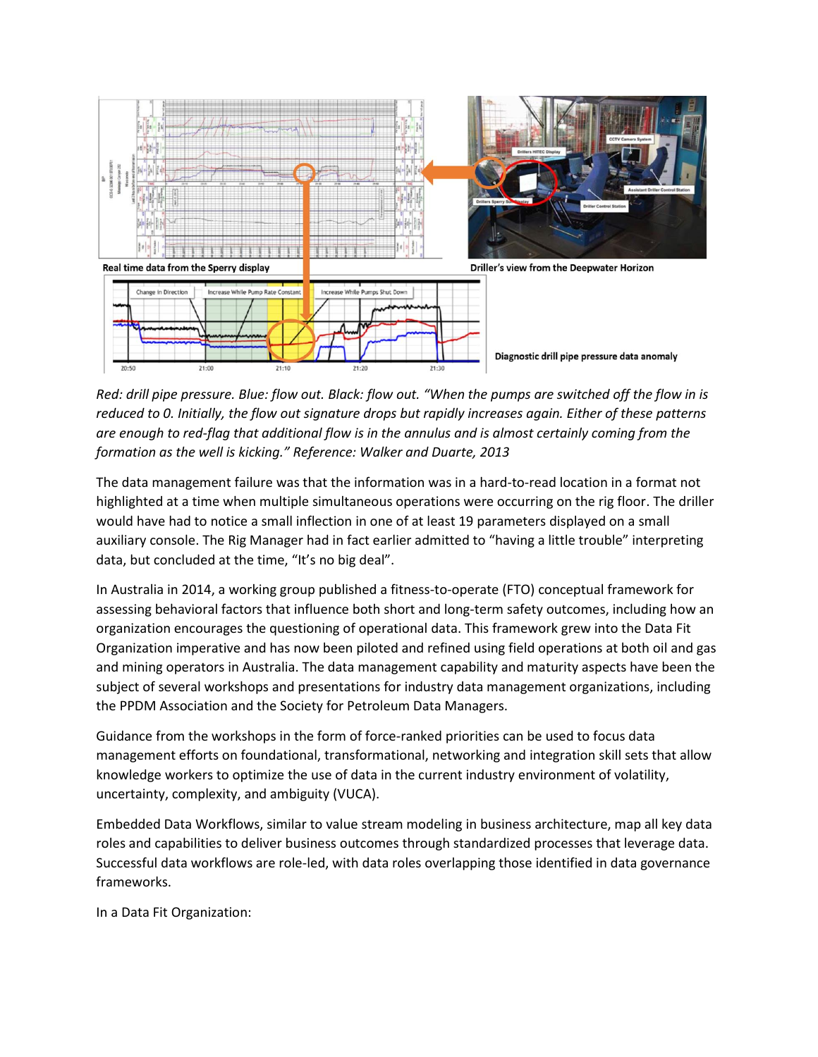Real time data from the Sperry display

Driller's view from the Deepwater Horizon

Diagnostic drill pipe pressure data anomaly

*Red: drill pipe pressure. Blue: flow out. Black: flow out. "When the pumps are switched off the flow in is reduced to 0. Initially, the flow out signature drops but rapidly increases again. Either of these patterns are enough to red-flag that additional flow is in the annulus and is almost certainly coming from the formation as the well is kicking." Reference: Walker and Duarte, 2013*

The data management failure was that the information was in a hard-to-read location in a format not highlighted at a time when multiple simultaneous operations were occurring on the rig floor. The driller would have had to notice a small inflection in one of at least 19 parameters displayed on a small auxiliary console. The Rig Manager had in fact earlier admitted to "having a little trouble" interpreting data, but concluded at the time, "It's no big deal".

In Australia in 2014, a working group published a fitness-to-operate (FTO) conceptual framework for assessing behavioral factors that influence both short and long-term safety outcomes, including how an organization encourages the questioning of operational data. This framework grew into the Data Fit Organization imperative and has now been piloted and refined using field operations at both oil and gas and mining operators in Australia. The data management capability and maturity aspects have been the subject of several workshops and presentations for industry data management organizations, including the PPDM Association and the Society for Petroleum Data Managers.

Guidance from the workshops in the form of force-ranked priorities can be used to focus data management efforts on foundational, transformational, networking and integration skill sets that allow knowledge workers to optimize the use of data in the current industry environment of volatility, uncertainty, complexity, and ambiguity (VUCA).

Embedded Data Workflows, similar to value stream modeling in business architecture, map all key data roles and capabilities to deliver business outcomes through standardized processes that leverage data. Successful data workflows are role-led, with data roles overlapping those identified in data governance frameworks.

In a Data Fit Organization: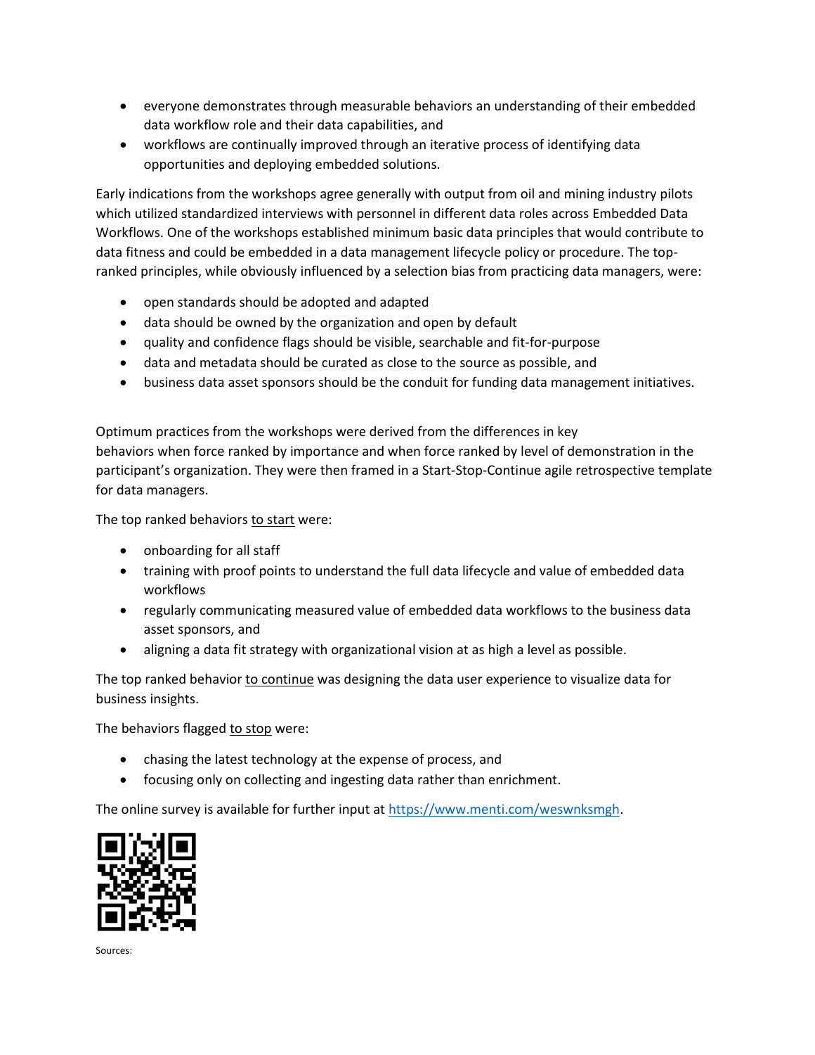- everyone demonstrates through measurable behaviors an understanding of their embedded data workflow role and their data capabilities, and
- workflows are continually improved through an iterative process of identifying data opportunities and deploying embedded solutions.

Early indications from the workshops agree generally with output from oil and mining industry pilots which utilized standardized interviews with personnel in different data roles across Embedded Data Workflows. One of the workshops established minimum basic data principles that would contribute to data fitness and could be embedded in a data management lifecycle policy or procedure. The top-ranked principles, while obviously influenced by a selection bias from practicing data managers, were:

- open standards should be adopted and adapted
- data should be owned by the organization and open by default
- quality and confidence flags should be visible, searchable and fit-for-purpose
- data and metadata should be curated as close to the source as possible, and
- business data asset sponsors should be the conduit for funding data management initiatives.

Optimum practices from the workshops were derived from the differences in key behaviors when force ranked by importance and when force ranked by level of demonstration in the participant's organization. They were then framed in a Start-Stop-Continue agile retrospective template for data managers.

The top ranked behaviors to start were:

- onboarding for all staff
- training with proof points to understand the full data lifecycle and value of embedded data workflows
- regularly communicating measured value of embedded data workflows to the business data asset sponsors, and
- aligning a data fit strategy with organizational vision at as high a level as possible.

The top ranked behavior to continue was designing the data user experience to visualize data for business insights.

The behaviors flagged to stop were:

- chasing the latest technology at the expense of process, and
- focusing only on collecting and ingesting data rather than enrichment.

The online survey is available for further input at https://www.menti.com/weswnksmgh.

Sources: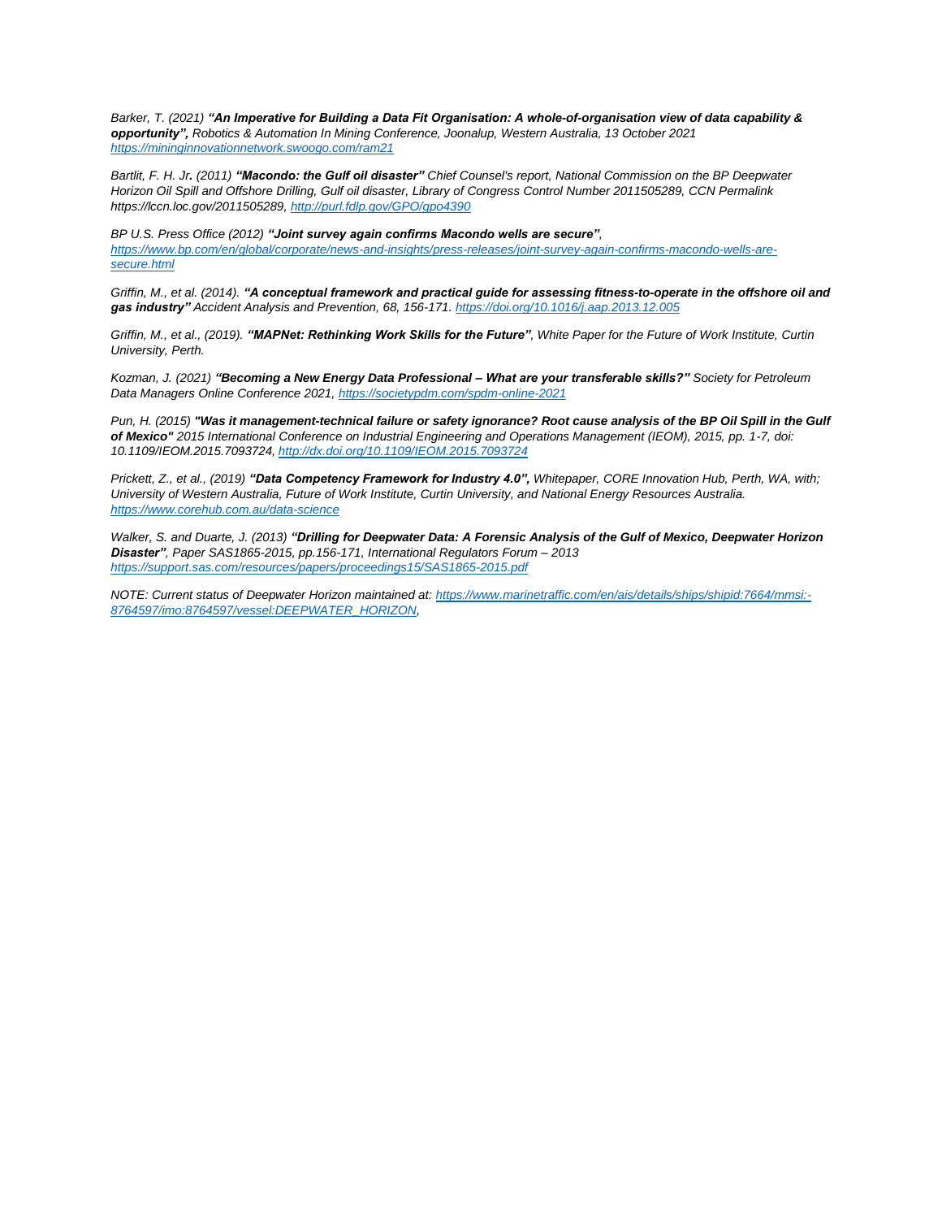*Barker, T. (2021)* ***"An Imperative for Building a Data Fit Organisation: A whole-of-organisation view of data capability & opportunity",*** *Robotics & Automation In Mining Conference, Joonalup, Western Australia, 13 October 2021* *https://mininginnovationnetwork.swoogo.com/ram21*

*Bartlit, F. H. Jr. (2011)* ***"Macondo: the Gulf oil disaster"*** *Chief Counsel's report, National Commission on the BP Deepwater Horizon Oil Spill and Offshore Drilling, Gulf oil disaster, Library of Congress Control Number 2011505289, CCN Permalink https://lccn.loc.gov/2011505289, http://purl.fdlp.gov/GPO/gpo4390*

*BP U.S. Press Office (2012)* ***"Joint survey again confirms Macondo wells are secure",*** *https://www.bp.com/en/global/corporate/news-and-insights/press-releases/joint-survey-again-confirms-macondo-wells-are-secure.html*

*Griffin, M., et al. (2014).* ***"A conceptual framework and practical guide for assessing fitness-to-operate in the offshore oil and gas industry"*** *Accident Analysis and Prevention, 68, 156-171. https://doi.org/10.1016/j.aap.2013.12.005*

*Griffin, M., et al., (2019).* ***"MAPNet: Rethinking Work Skills for the Future",*** *White Paper for the Future of Work Institute, Curtin University, Perth.*

*Kozman, J. (2021)* ***"Becoming a New Energy Data Professional – What are your transferable skills?"*** *Society for Petroleum Data Managers Online Conference 2021, https://societypdm.com/spdm-online-2021*

*Pun, H. (2015)* ***"Was it management-technical failure or safety ignorance? Root cause analysis of the BP Oil Spill in the Gulf of Mexico"*** *2015 International Conference on Industrial Engineering and Operations Management (IEOM), 2015, pp. 1-7, doi: 10.1109/IEOM.2015.7093724, http://dx.doi.org/10.1109/IEOM.2015.7093724*

*Prickett, Z., et al., (2019)* ***"Data Competency Framework for Industry 4.0",*** *Whitepaper, CORE Innovation Hub, Perth, WA, with; University of Western Australia, Future of Work Institute, Curtin University, and National Energy Resources Australia. https://www.corehub.com.au/data-science*

*Walker, S. and Duarte, J. (2013)* ***"Drilling for Deepwater Data: A Forensic Analysis of the Gulf of Mexico, Deepwater Horizon Disaster",*** *Paper SAS1865-2015, pp.156-171, International Regulators Forum – 2013 https://support.sas.com/resources/papers/proceedings15/SAS1865-2015.pdf*

*NOTE: Current status of Deepwater Horizon maintained at: https://www.marinetraffic.com/en/ais/details/ships/shipid:7664/mmsi:-8764597/imo:8764597/vessel:DEEPWATER_HORIZON,*